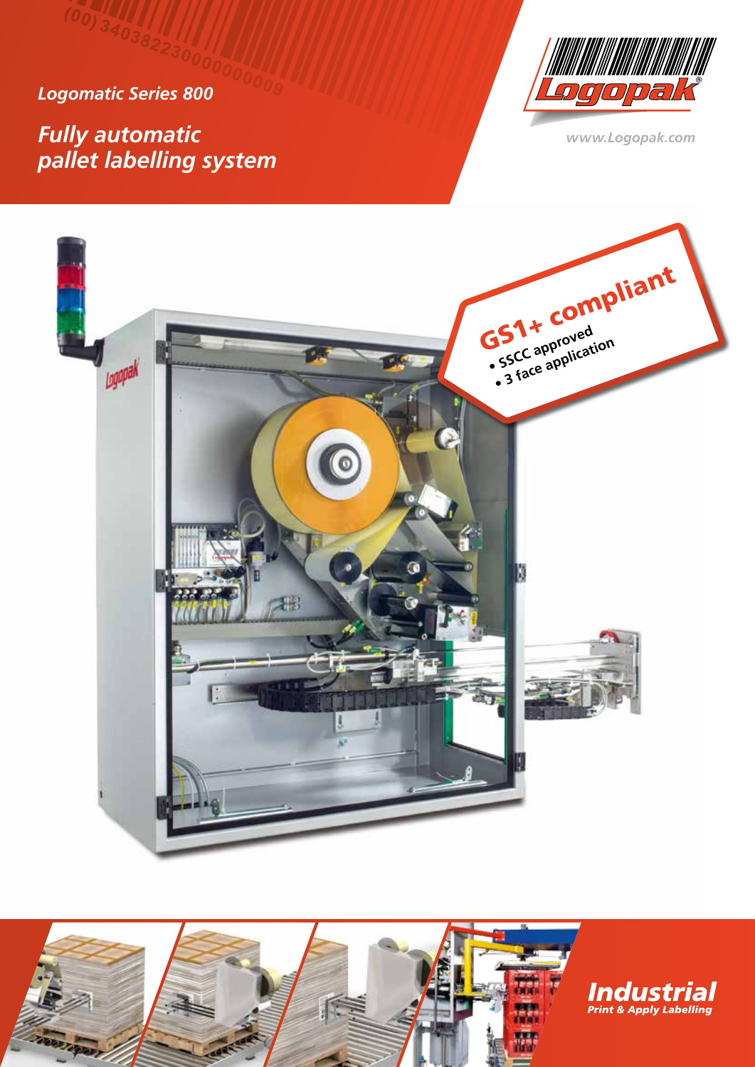*Logomatic Series 800*

# *Fully automatic pallet labelling system*

www.Logopak.com

**GS1+ compliant**
- SSCC approved
- 3 face application

**Industrial**
*Print & Apply Labelling*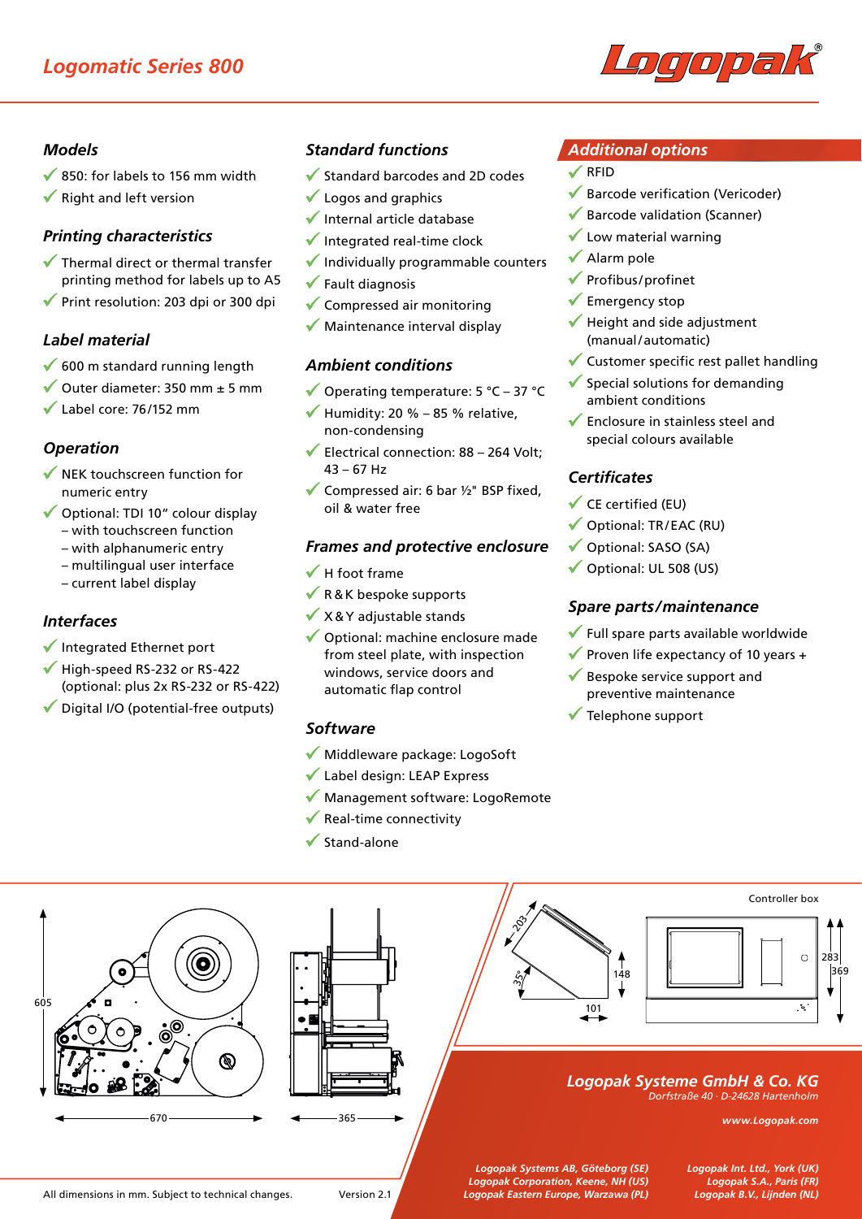# Logomatic Series 800

## Models

- 850: for labels to 156 mm width
- Right and left version

## Printing characteristics

- Thermal direct or thermal transfer printing method for labels up to A5
- Print resolution: 203 dpi or 300 dpi

## Label material

- 600 m standard running length
- Outer diameter: 350 mm ± 5 mm
- Label core: 76/152 mm

## Operation

- NEK touchscreen function for numeric entry
- Optional: TDI 10" colour display
  - with touchscreen function
  - with alphanumeric entry
  - multilingual user interface
  - current label display

## Interfaces

- Integrated Ethernet port
- High-speed RS-232 or RS-422 (optional: plus 2x RS-232 or RS-422)
- Digital I/O (potential-free outputs)

## Standard functions

- Standard barcodes and 2D codes
- Logos and graphics
- Internal article database
- Integrated real-time clock
- Individually programmable counters
- Fault diagnosis
- Compressed air monitoring
- Maintenance interval display

## Ambient conditions

- Operating temperature: 5 °C – 37 °C
- Humidity: 20 % – 85 % relative, non-condensing
- Electrical connection: 88 – 264 Volt; 43 – 67 Hz
- Compressed air: 6 bar ½" BSP fixed, oil & water free

## Frames and protective enclosure

- H foot frame
- R & K bespoke supports
- X & Y adjustable stands
- Optional: machine enclosure made from steel plate, with inspection windows, service doors and automatic flap control

## Software

- Middleware package: LogoSoft
- Label design: LEAP Express
- Management software: LogoRemote
- Real-time connectivity
- Stand-alone

## Additional options

- RFID
- Barcode verification (Vericoder)
- Barcode validation (Scanner)
- Low material warning
- Alarm pole
- Profibus/profinet
- Emergency stop
- Height and side adjustment (manual/automatic)
- Customer specific rest pallet handling
- Special solutions for demanding ambient conditions
- Enclosure in stainless steel and special colours available

## Certificates

- CE certified (EU)
- Optional: TR/EAC (RU)
- Optional: SASO (SA)
- Optional: UL 508 (US)

## Spare parts/maintenance

- Full spare parts available worldwide
- Proven life expectancy of 10 years +
- Bespoke service support and preventive maintenance
- Telephone support

605

670

365

203

35°

148

101

Controller box

283

369

**Logopak Systeme GmbH & Co. KG**
Dorfstraße 40 · D-24628 Hartenholm

www.Logopak.com

Logopak Systems AB, Göteborg (SE)
Logopak Corporation, Keene, NH (US)
Logopak Eastern Europe, Warzawa (PL)

Logopak Int. Ltd., York (UK)
Logopak S.A., Paris (FR)
Logopak B.V., Lijnden (NL)

All dimensions in mm. Subject to technical changes.

Version 2.1